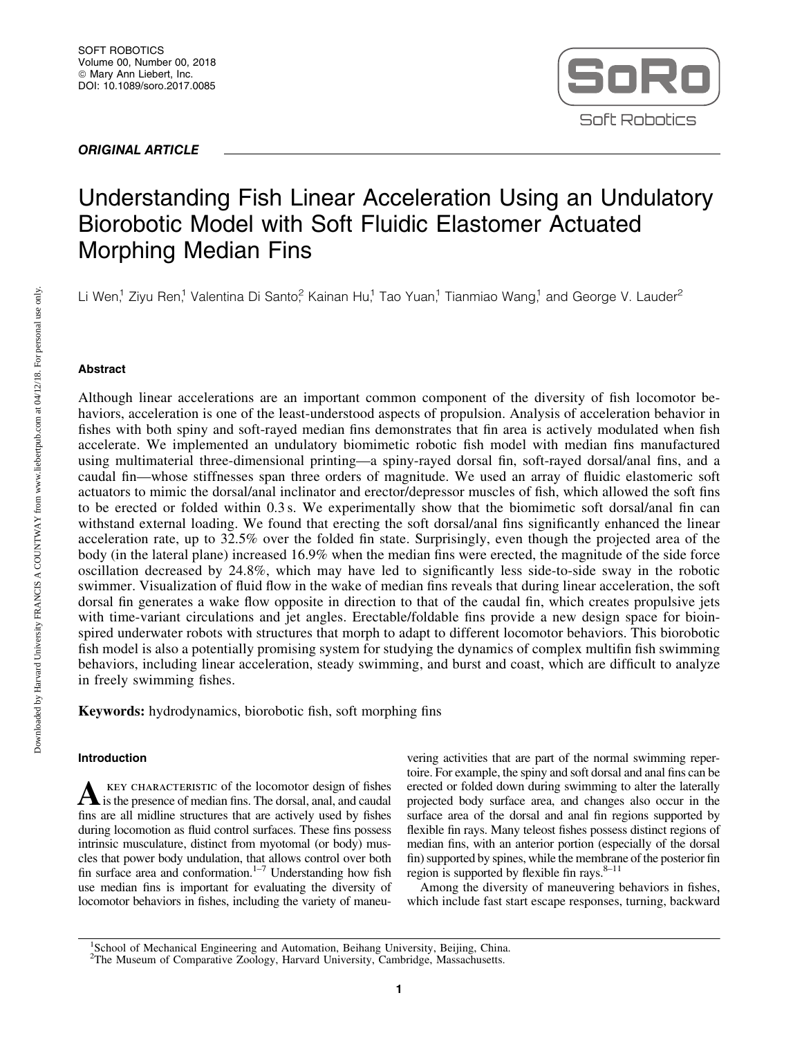*ORIGINAL ARTICLE*

# Understanding Fish Linear Acceleration Using an Undulatory Biorobotic Model with Soft Fluidic Elastomer Actuated Morphing Median Fins

Li Wen,[1] Ziyu Ren,[1] Valentina Di Santo,[2] Kainan Hu,[1] Tao Yuan,[1] Tianmiao Wang,[1] and George V. Lauder[2]

## Abstract

Although linear accelerations are an important common component of the diversity of fish locomotor behaviors, acceleration is one of the least-understood aspects of propulsion. Analysis of acceleration behavior in fishes with both spiny and soft-rayed median fins demonstrates that fin area is actively modulated when fish accelerate. We implemented an undulatory biomimetic robotic fish model with median fins manufactured using multimaterial three-dimensional printing—a spiny-rayed dorsal fin, soft-rayed dorsal/anal fins, and a caudal fin—whose stiffnesses span three orders of magnitude. We used an array of fluidic elastomeric soft actuators to mimic the dorsal/anal inclinator and erector/depressor muscles of fish, which allowed the soft fins to be erected or folded within 0.3 s. We experimentally show that the biomimetic soft dorsal/anal fin can withstand external loading. We found that erecting the soft dorsal/anal fins significantly enhanced the linear acceleration rate, up to 32.5% over the folded fin state. Surprisingly, even though the projected area of the body (in the lateral plane) increased 16.9% when the median fins were erected, the magnitude of the side force oscillation decreased by 24.8%, which may have led to significantly less side-to-side sway in the robotic swimmer. Visualization of fluid flow in the wake of median fins reveals that during linear acceleration, the soft dorsal fin generates a wake flow opposite in direction to that of the caudal fin, which creates propulsive jets with time-variant circulations and jet angles. Erectable/foldable fins provide a new design space for bioinspired underwater robots with structures that morph to adapt to different locomotor behaviors. This biorobotic fish model is also a potentially promising system for studying the dynamics of complex multifin fish swimming behaviors, including linear acceleration, steady swimming, and burst and coast, which are difficult to analyze in freely swimming fishes.

**Keywords:** hydrodynamics, biorobotic fish, soft morphing fins

## Introduction

A KEY CHARACTERISTIC of the locomotor design of fishes is the presence of median fins. The dorsal, anal, and caudal fins are all midline structures that are actively used by fishes during locomotion as fluid control surfaces. These fins possess intrinsic musculature, distinct from myotomal (or body) muscles that power body undulation, that allows control over both fin surface area and conformation.[1–7] Understanding how fish use median fins is important for evaluating the diversity of locomotor behaviors in fishes, including the variety of maneuvering activities that are part of the normal swimming repertoire. For example, the spiny and soft dorsal and anal fins can be erected or folded down during swimming to alter the laterally projected body surface area, and changes also occur in the surface area of the dorsal and anal fin regions supported by flexible fin rays. Many teleost fishes possess distinct regions of median fins, with an anterior portion (especially of the dorsal fin) supported by spines, while the membrane of the posterior fin region is supported by flexible fin rays.[8–11]

Among the diversity of maneuvering behaviors in fishes, which include fast start escape responses, turning, backward

[1]School of Mechanical Engineering and Automation, Beihang University, Beijing, China.
[2]The Museum of Comparative Zoology, Harvard University, Cambridge, Massachusetts.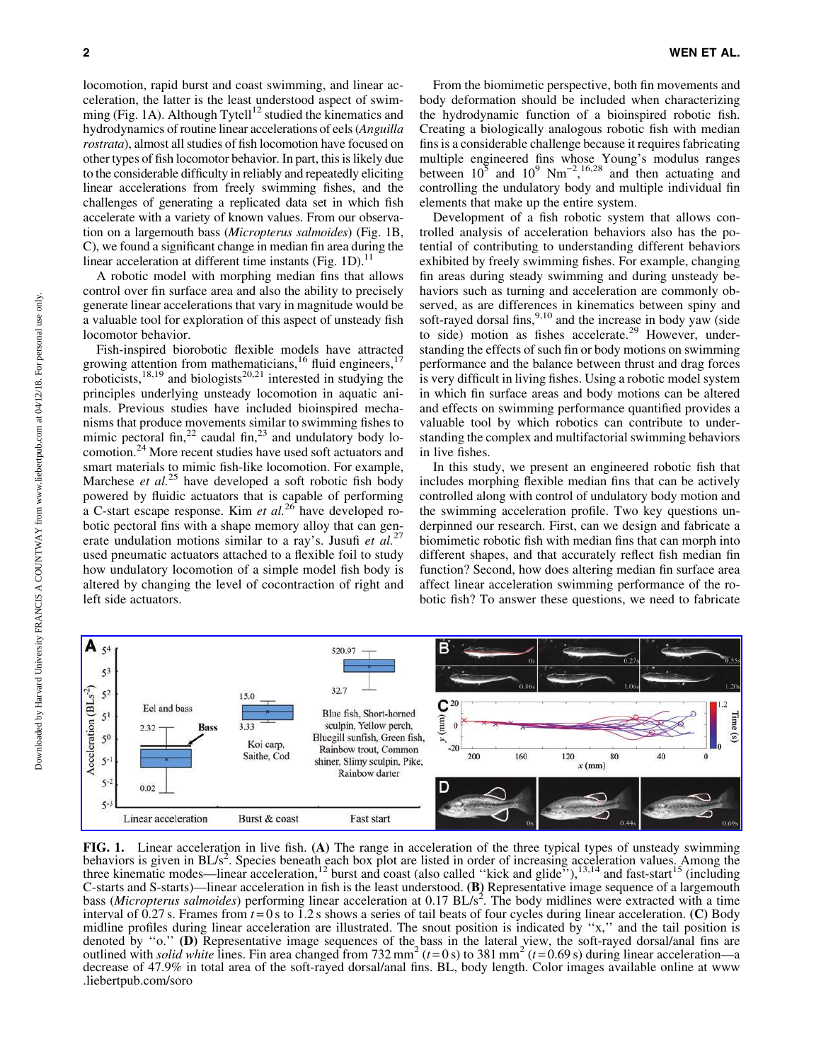locomotion, rapid burst and coast swimming, and linear acceleration, the latter is the least understood aspect of swimming (Fig. 1A). Although Tytell[12] studied the kinematics and hydrodynamics of routine linear accelerations of eels (*Anguilla rostrata*), almost all studies of fish locomotion have focused on other types of fish locomotor behavior. In part, this is likely due to the considerable difficulty in reliably and repeatedly eliciting linear accelerations from freely swimming fishes, and the challenges of generating a replicated data set in which fish accelerate with a variety of known values. From our observation on a largemouth bass (*Micropterus salmoides*) (Fig. 1B, C), we found a significant change in median fin area during the linear acceleration at different time instants (Fig. 1D).[11]

A robotic model with morphing median fins that allows control over fin surface area and also the ability to precisely generate linear accelerations that vary in magnitude would be a valuable tool for exploration of this aspect of unsteady fish locomotor behavior.

Fish-inspired biorobotic flexible models have attracted growing attention from mathematicians,[16] fluid engineers,[17] roboticists,[18,19] and biologists[20,21] interested in studying the principles underlying unsteady locomotion in aquatic animals. Previous studies have included bioinspired mechanisms that produce movements similar to swimming fishes to mimic pectoral fin,[22] caudal fin,[23] and undulatory body locomotion.[24] More recent studies have used soft actuators and smart materials to mimic fish-like locomotion. For example, Marchese *et al.*[25] have developed a soft robotic fish body powered by fluidic actuators that is capable of performing a C-start escape response. Kim *et al.*[26] have developed robotic pectoral fins with a shape memory alloy that can generate undulation motions similar to a ray's. Jusufi *et al.*[27] used pneumatic actuators attached to a flexible foil to study how undulatory locomotion of a simple model fish body is altered by changing the level of cocontraction of right and left side actuators.

From the biomimetic perspective, both fin movements and body deformation should be included when characterizing the hydrodynamic function of a bioinspired robotic fish. Creating a biologically analogous robotic fish with median fins is a considerable challenge because it requires fabricating multiple engineered fins whose Young's modulus ranges between $10^5$ and $10^9$ $\mathrm{Nm}^{-2}$,[16,28] and then actuating and controlling the undulatory body and multiple individual fin elements that make up the entire system.

Development of a fish robotic system that allows controlled analysis of acceleration behaviors also has the potential of contributing to understanding different behaviors exhibited by freely swimming fishes. For example, changing fin areas during steady swimming and during unsteady behaviors such as turning and acceleration are commonly observed, as are differences in kinematics between spiny and soft-rayed dorsal fins,[9,10] and the increase in body yaw (side to side) motion as fishes accelerate.[29] However, understanding the effects of such fin or body motions on swimming performance and the balance between thrust and drag forces is very difficult in living fishes. Using a robotic model system in which fin surface areas and body motions can be altered and effects on swimming performance quantified provides a valuable tool by which robotics can contribute to understanding the complex and multifactorial swimming behaviors in live fishes.

In this study, we present an engineered robotic fish that includes morphing flexible median fins that can be actively controlled along with control of undulatory body motion and the swimming acceleration profile. Two key questions underpinned our research. First, can we design and fabricate a biomimetic robotic fish with median fins that can morph into different shapes, and that accurately reflect fish median fin function? Second, how does altering median fin surface area affect linear acceleration swimming performance of the robotic fish? To answer these questions, we need to fabricate

**FIG. 1.** Linear acceleration in live fish. **(A)** The range in acceleration of the three typical types of unsteady swimming behaviors is given in $\mathrm{BL/s^2}$. Species beneath each box plot are listed in order of increasing acceleration values. Among the three kinematic modes—linear acceleration,[12] burst and coast (also called "kick and glide"),[13,14] and fast-start[15] (including C-starts and S-starts)—linear acceleration in fish is the least understood. **(B)** Representative image sequence of a largemouth bass (*Micropterus salmoides*) performing linear acceleration at 0.17 $\mathrm{BL/s^2}$. The body midlines were extracted with a time interval of 0.27 s. Frames from $t=0$ s to 1.2 s shows a series of tail beats of four cycles during linear acceleration. **(C)** Body midline profiles during linear acceleration are illustrated. The snout position is indicated by "x," and the tail position is denoted by "o." **(D)** Representative image sequences of the bass in the lateral view, the soft-rayed dorsal/anal fins are outlined with *solid white* lines. Fin area changed from 732 $\mathrm{mm^2}$ ($t=0$ s) to 381 $\mathrm{mm^2}$ ($t=0.69$ s) during linear acceleration—a decrease of 47.9% in total area of the soft-rayed dorsal/anal fins. BL, body length. Color images available online at www.liebertpub.com/soro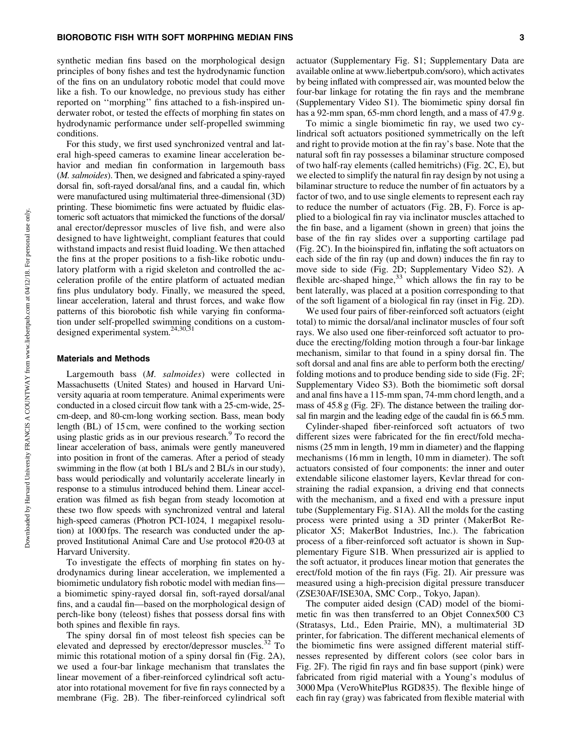synthetic median fins based on the morphological design principles of bony fishes and test the hydrodynamic function of the fins on an undulatory robotic model that could move like a fish. To our knowledge, no previous study has either reported on ''morphing'' fins attached to a fish-inspired underwater robot, or tested the effects of morphing fin states on hydrodynamic performance under self-propelled swimming conditions.

For this study, we first used synchronized ventral and lateral high-speed cameras to examine linear acceleration behavior and median fin conformation in largemouth bass (*M. salmoides*). Then, we designed and fabricated a spiny-rayed dorsal fin, soft-rayed dorsal/anal fins, and a caudal fin, which were manufactured using multimaterial three-dimensional (3D) printing. These biomimetic fins were actuated by fluidic elastomeric soft actuators that mimicked the functions of the dorsal/anal erector/depressor muscles of live fish, and were also designed to have lightweight, compliant features that could withstand impacts and resist fluid loading. We then attached the fins at the proper positions to a fish-like robotic undulatory platform with a rigid skeleton and controlled the acceleration profile of the entire platform of actuated median fins plus undulatory body. Finally, we measured the speed, linear acceleration, lateral and thrust forces, and wake flow patterns of this biorobotic fish while varying fin conformation under self-propelled swimming conditions on a custom-designed experimental system.[24,30,31]

## Materials and Methods

Largemouth bass (*M. salmoides*) were collected in Massachusetts (United States) and housed in Harvard University aquaria at room temperature. Animal experiments were conducted in a closed circuit flow tank with a 25-cm-wide, 25-cm-deep, and 80-cm-long working section. Bass, mean body length (BL) of 15 cm, were confined to the working section using plastic grids as in our previous research.[9] To record the linear acceleration of bass, animals were gently maneuvered into position in front of the cameras. After a period of steady swimming in the flow (at both 1 BL/s and 2 BL/s in our study), bass would periodically and voluntarily accelerate linearly in response to a stimulus introduced behind them. Linear acceleration was filmed as fish began from steady locomotion at these two flow speeds with synchronized ventral and lateral high-speed cameras (Photron PCI-1024, 1 megapixel resolution) at 1000 fps. The research was conducted under the approved Institutional Animal Care and Use protocol #20-03 at Harvard University.

To investigate the effects of morphing fin states on hydrodynamics during linear acceleration, we implemented a biomimetic undulatory fish robotic model with median fins—a biomimetic spiny-rayed dorsal fin, soft-rayed dorsal/anal fins, and a caudal fin—based on the morphological design of perch-like bony (teleost) fishes that possess dorsal fins with both spines and flexible fin rays.

The spiny dorsal fin of most teleost fish species can be elevated and depressed by erector/depressor muscles.[32] To mimic this rotational motion of a spiny dorsal fin (Fig. 2A), we used a four-bar linkage mechanism that translates the linear movement of a fiber-reinforced cylindrical soft actuator into rotational movement for five fin rays connected by a membrane (Fig. 2B). The fiber-reinforced cylindrical soft actuator (Supplementary Fig. S1; Supplementary Data are available online at www.liebertpub.com/soro), which activates by being inflated with compressed air, was mounted below the four-bar linkage for rotating the fin rays and the membrane (Supplementary Video S1). The biomimetic spiny dorsal fin has a 92-mm span, 65-mm chord length, and a mass of 47.9 g.

To mimic a single biomimetic fin ray, we used two cylindrical soft actuators positioned symmetrically on the left and right to provide motion at the fin ray's base. Note that the natural soft fin ray possesses a bilaminar structure composed of two half-ray elements (called hemitrichs) (Fig. 2C, E), but we elected to simplify the natural fin ray design by not using a bilaminar structure to reduce the number of fin actuators by a factor of two, and to use single elements to represent each ray to reduce the number of actuators (Fig. 2B, F). Force is applied to a biological fin ray via inclinator muscles attached to the fin base, and a ligament (shown in green) that joins the base of the fin ray slides over a supporting cartilage pad (Fig. 2C). In the bioinspired fin, inflating the soft actuators on each side of the fin ray (up and down) induces the fin ray to move side to side (Fig. 2D; Supplementary Video S2). A flexible arc-shaped hinge,[33] which allows the fin ray to be bent laterally, was placed at a position corresponding to that of the soft ligament of a biological fin ray (inset in Fig. 2D).

We used four pairs of fiber-reinforced soft actuators (eight total) to mimic the dorsal/anal inclinator muscles of four soft rays. We also used one fiber-reinforced soft actuator to produce the erecting/folding motion through a four-bar linkage mechanism, similar to that found in a spiny dorsal fin. The soft dorsal and anal fins are able to perform both the erecting/folding motions and to produce bending side to side (Fig. 2F; Supplementary Video S3). Both the biomimetic soft dorsal and anal fins have a 115-mm span, 74-mm chord length, and a mass of 45.8 g (Fig. 2F). The distance between the trailing dorsal fin margin and the leading edge of the caudal fin is 66.5 mm.

Cylinder-shaped fiber-reinforced soft actuators of two different sizes were fabricated for the fin erect/fold mechanisms (25 mm in length, 19 mm in diameter) and the flapping mechanisms (16 mm in length, 10 mm in diameter). The soft actuators consisted of four components: the inner and outer extendable silicone elastomer layers, Kevlar thread for constraining the radial expansion, a driving end that connects with the mechanism, and a fixed end with a pressure input tube (Supplementary Fig. S1A). All the molds for the casting process were printed using a 3D printer (MakerBot Replicator X5; MakerBot Industries, Inc.). The fabrication process of a fiber-reinforced soft actuator is shown in Supplementary Figure S1B. When pressurized air is applied to the soft actuator, it produces linear motion that generates the erect/fold motion of the fin rays (Fig. 2I). Air pressure was measured using a high-precision digital pressure transducer (ZSE30AF/ISE30A, SMC Corp., Tokyo, Japan).

The computer aided design (CAD) model of the biomimetic fin was then transferred to an Objet Connex500 C3 (Stratasys, Ltd., Eden Prairie, MN), a multimaterial 3D printer, for fabrication. The different mechanical elements of the biomimetic fins were assigned different material stiffnesses represented by different colors (see color bars in Fig. 2F). The rigid fin rays and fin base support (pink) were fabricated from rigid material with a Young's modulus of 3000 Mpa (VeroWhitePlus RGD835). The flexible hinge of each fin ray (gray) was fabricated from flexible material with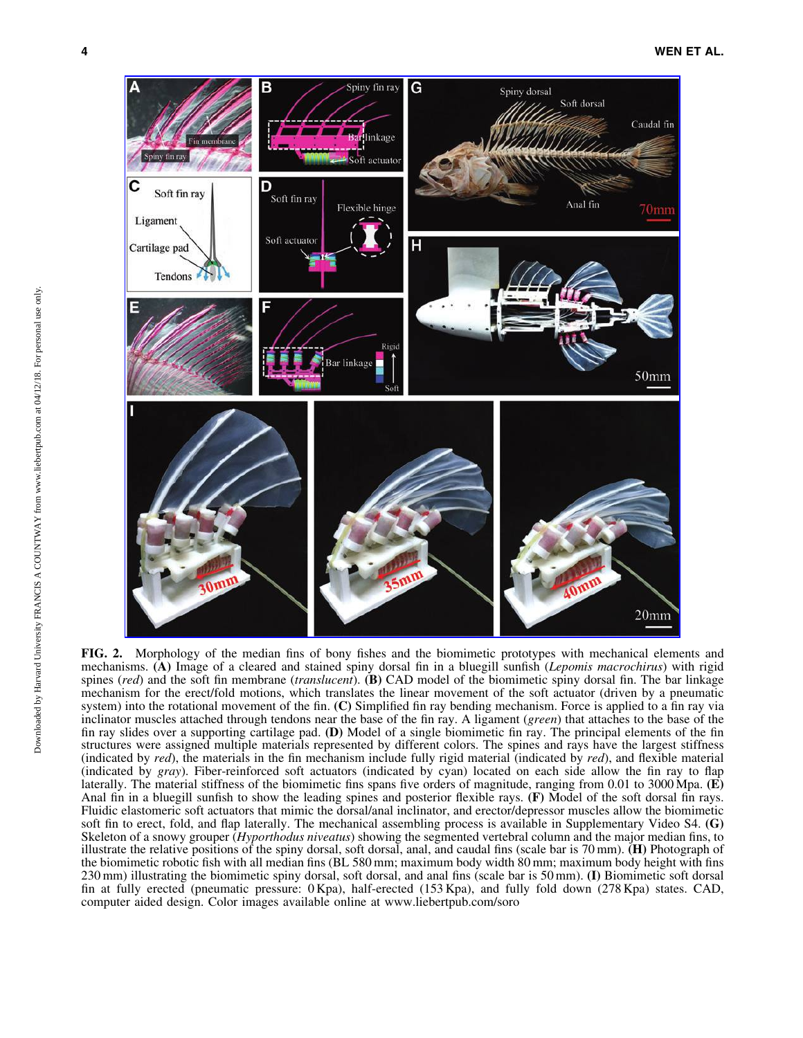**FIG. 2.** Morphology of the median fins of bony fishes and the biomimetic prototypes with mechanical elements and mechanisms. **(A)** Image of a cleared and stained spiny dorsal fin in a bluegill sunfish (*Lepomis macrochirus*) with rigid spines (*red*) and the soft fin membrane (*translucent*). **(B)** CAD model of the biomimetic spiny dorsal fin. The bar linkage mechanism for the erect/fold motions, which translates the linear movement of the soft actuator (driven by a pneumatic system) into the rotational movement of the fin. **(C)** Simplified fin ray bending mechanism. Force is applied to a fin ray via inclinator muscles attached through tendons near the base of the fin ray. A ligament (*green*) that attaches to the base of the fin ray slides over a supporting cartilage pad. **(D)** Model of a single biomimetic fin ray. The principal elements of the fin structures were assigned multiple materials represented by different colors. The spines and rays have the largest stiffness (indicated by *red*), the materials in the fin mechanism include fully rigid material (indicated by *red*), and flexible material (indicated by *gray*). Fiber-reinforced soft actuators (indicated by cyan) located on each side allow the fin ray to flap laterally. The material stiffness of the biomimetic fins spans five orders of magnitude, ranging from 0.01 to 3000 Mpa. **(E)** Anal fin in a bluegill sunfish to show the leading spines and posterior flexible rays. **(F)** Model of the soft dorsal fin rays. Fluidic elastomeric soft actuators that mimic the dorsal/anal inclinator, and erector/depressor muscles allow the biomimetic soft fin to erect, fold, and flap laterally. The mechanical assembling process is available in Supplementary Video S4. **(G)** Skeleton of a snowy grouper (*Hyporthodus niveatus*) showing the segmented vertebral column and the major median fins, to illustrate the relative positions of the spiny dorsal, soft dorsal, anal, and caudal fins (scale bar is 70 mm). **(H)** Photograph of the biomimetic robotic fish with all median fins (BL 580 mm; maximum body width 80 mm; maximum body height with fins 230 mm) illustrating the biomimetic spiny dorsal, soft dorsal, and anal fins (scale bar is 50 mm). **(I)** Biomimetic soft dorsal fin at fully erected (pneumatic pressure: 0 Kpa), half-erected (153 Kpa), and fully fold down (278 Kpa) states. CAD, computer aided design. Color images available online at www.liebertpub.com/soro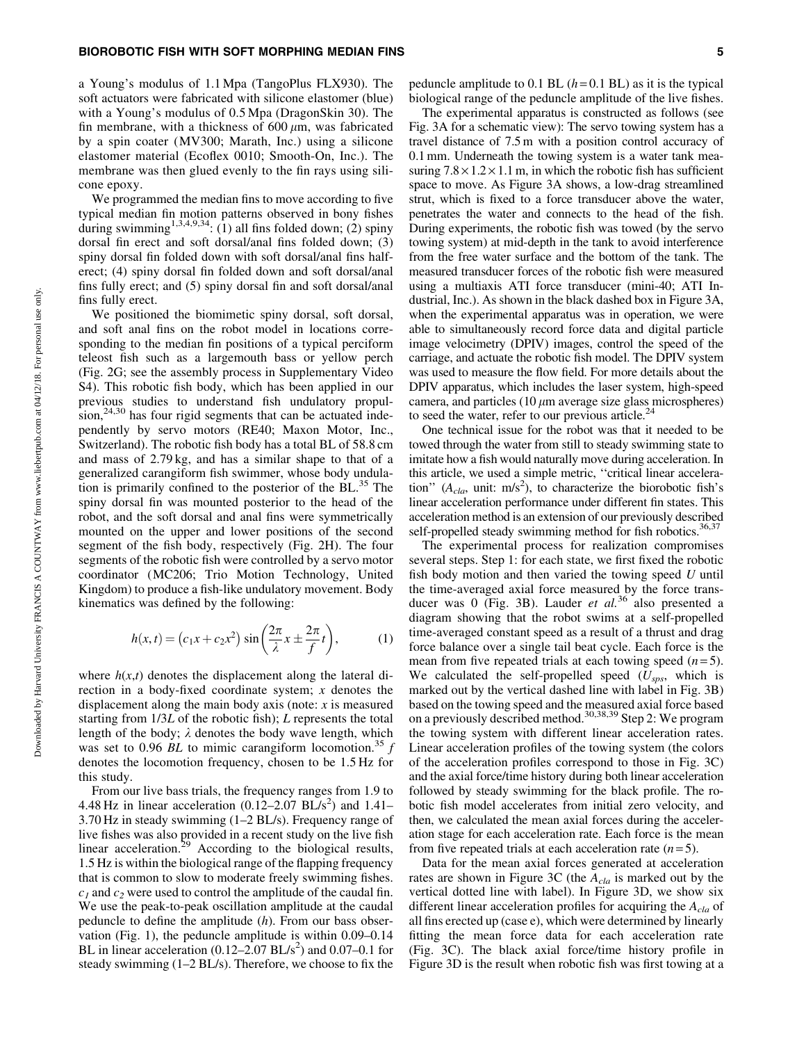a Young's modulus of 1.1 Mpa (TangoPlus FLX930). The soft actuators were fabricated with silicone elastomer (blue) with a Young's modulus of 0.5 Mpa (DragonSkin 30). The fin membrane, with a thickness of 600 $\mu$m, was fabricated by a spin coater (MV300; Marath, Inc.) using a silicone elastomer material (Ecoflex 0010; Smooth-On, Inc.). The membrane was then glued evenly to the fin rays using silicone epoxy.

We programmed the median fins to move according to five typical median fin motion patterns observed in bony fishes during swimming[1,3,4,9,34]: (1) all fins folded down; (2) spiny dorsal fin erect and soft dorsal/anal fins folded down; (3) spiny dorsal fin folded down with soft dorsal/anal fins half-erect; (4) spiny dorsal fin folded down and soft dorsal/anal fins fully erect; and (5) spiny dorsal fin and soft dorsal/anal fins fully erect.

We positioned the biomimetic spiny dorsal, soft dorsal, and soft anal fins on the robot model in locations corresponding to the median fin positions of a typical perciform teleost fish such as a largemouth bass or yellow perch (Fig. 2G; see the assembly process in Supplementary Video S4). This robotic fish body, which has been applied in our previous studies to understand fish undulatory propulsion,[24,30] has four rigid segments that can be actuated independently by servo motors (RE40; Maxon Motor, Inc., Switzerland). The robotic fish body has a total BL of 58.8 cm and mass of 2.79 kg, and has a similar shape to that of a generalized carangiform fish swimmer, whose body undulation is primarily confined to the posterior of the BL.[35] The spiny dorsal fin was mounted posterior to the head of the robot, and the soft dorsal and anal fins were symmetrically mounted on the upper and lower positions of the second segment of the fish body, respectively (Fig. 2H). The four segments of the robotic fish were controlled by a servo motor coordinator (MC206; Trio Motion Technology, United Kingdom) to produce a fish-like undulatory movement. Body kinematics was defined by the following:

$$h(x,t) = \left(c_1x + c_2x^2\right) \sin\left(\frac{2\pi}{\lambda}x \pm \frac{2\pi}{f}t\right), \tag{1}$$

where $h(x,t)$ denotes the displacement along the lateral direction in a body-fixed coordinate system; $x$ denotes the displacement along the main body axis (note: $x$ is measured starting from 1/3$L$ of the robotic fish); $L$ represents the total length of the body; $\lambda$ denotes the body wave length, which was set to 0.96 $BL$ to mimic carangiform locomotion.[35] $f$ denotes the locomotion frequency, chosen to be 1.5 Hz for this study.

From our live bass trials, the frequency ranges from 1.9 to 4.48 Hz in linear acceleration (0.12–2.07 BL/s$^2$) and 1.41–3.70 Hz in steady swimming (1–2 BL/s). Frequency range of live fishes was also provided in a recent study on the live fish linear acceleration.[29] According to the biological results, 1.5 Hz is within the biological range of the flapping frequency that is common to slow to moderate freely swimming fishes. $c_1$ and $c_2$ were used to control the amplitude of the caudal fin. We use the peak-to-peak oscillation amplitude at the caudal peduncle to define the amplitude ($h$). From our bass observation (Fig. 1), the peduncle amplitude is within 0.09–0.14 BL in linear acceleration (0.12–2.07 BL/s$^2$) and 0.07–0.1 for steady swimming (1–2 BL/s). Therefore, we choose to fix the peduncle amplitude to 0.1 BL ($h$ = 0.1 BL) as it is the typical biological range of the peduncle amplitude of the live fishes.

The experimental apparatus is constructed as follows (see Fig. 3A for a schematic view): The servo towing system has a travel distance of 7.5 m with a position control accuracy of 0.1 mm. Underneath the towing system is a water tank measuring 7.8 × 1.2 × 1.1 m, in which the robotic fish has sufficient space to move. As Figure 3A shows, a low-drag streamlined strut, which is fixed to a force transducer above the water, penetrates the water and connects to the head of the fish. During experiments, the robotic fish was towed (by the servo towing system) at mid-depth in the tank to avoid interference from the free water surface and the bottom of the tank. The measured transducer forces of the robotic fish were measured using a multiaxis ATI force transducer (mini-40; ATI Industrial, Inc.). As shown in the black dashed box in Figure 3A, when the experimental apparatus was in operation, we were able to simultaneously record force data and digital particle image velocimetry (DPIV) images, control the speed of the carriage, and actuate the robotic fish model. The DPIV system was used to measure the flow field. For more details about the DPIV apparatus, which includes the laser system, high-speed camera, and particles (10 $\mu$m average size glass microspheres) to seed the water, refer to our previous article.[24]

One technical issue for the robot was that it needed to be towed through the water from still to steady swimming state to imitate how a fish would naturally move during acceleration. In this article, we used a simple metric, "critical linear acceleration" ($A_{cla}$, unit: m/s$^2$), to characterize the biorobotic fish's linear acceleration performance under different fin states. This acceleration method is an extension of our previously described self-propelled steady swimming method for fish robotics.[36,37]

The experimental process for realization compromises several steps. Step 1: for each state, we first fixed the robotic fish body motion and then varied the towing speed $U$ until the time-averaged axial force measured by the force transducer was 0 (Fig. 3B). Lauder *et al.*[36] also presented a diagram showing that the robot swims at a self-propelled time-averaged constant speed as a result of a thrust and drag force balance over a single tail beat cycle. Each force is the mean from five repeated trials at each towing speed ($n$ = 5). We calculated the self-propelled speed ($U_{sps}$, which is marked out by the vertical dashed line with label in Fig. 3B) based on the towing speed and the measured axial force based on a previously described method.[30,38,39] Step 2: We program the towing system with different linear acceleration rates. Linear acceleration profiles of the towing system (the colors of the acceleration profiles correspond to those in Fig. 3C) and the axial force/time history during both linear acceleration followed by steady swimming for the black profile. The robotic fish model accelerates from initial zero velocity, and then, we calculated the mean axial forces during the acceleration stage for each acceleration rate. Each force is the mean from five repeated trials at each acceleration rate ($n$ = 5).

Data for the mean axial forces generated at acceleration rates are shown in Figure 3C (the $A_{cla}$ is marked out by the vertical dotted line with label). In Figure 3D, we show six different linear acceleration profiles for acquiring the $A_{cla}$ of all fins erected up (case e), which were determined by linearly fitting the mean force data for each acceleration rate (Fig. 3C). The black axial force/time history profile in Figure 3D is the result when robotic fish was first towing at a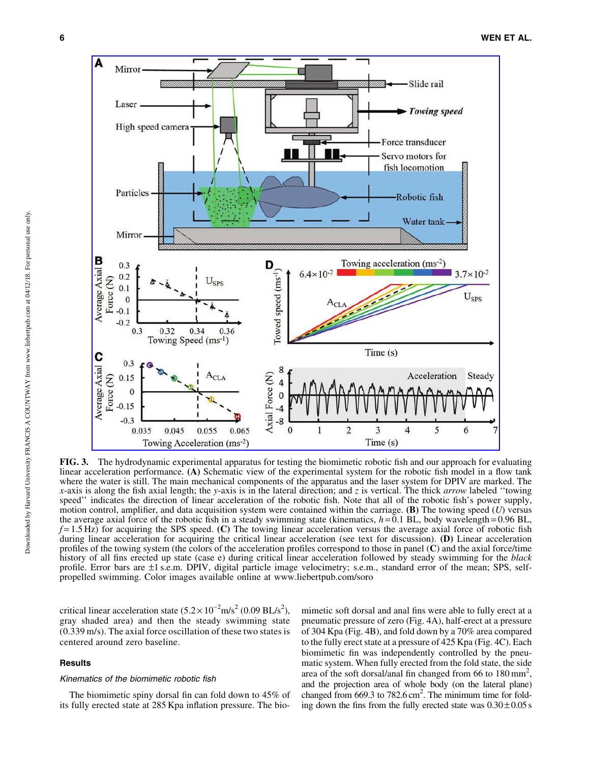**FIG. 3.** The hydrodynamic experimental apparatus for testing the biomimetic robotic fish and our approach for evaluating linear acceleration performance. **(A)** Schematic view of the experimental system for the robotic fish model in a flow tank where the water is still. The main mechanical components of the apparatus and the laser system for DPIV are marked. The *x*-axis is along the fish axial length; the *y*-axis is in the lateral direction; and *z* is vertical. The thick *arrow* labeled ''towing speed'' indicates the direction of linear acceleration of the robotic fish. Note that all of the robotic fish's power supply, motion control, amplifier, and data acquisition system were contained within the carriage. **(B)** The towing speed ($U$) versus the average axial force of the robotic fish in a steady swimming state (kinematics, $h = 0.1$ BL, body wavelength = 0.96 BL, $f = 1.5$ Hz) for acquiring the SPS speed. **(C)** The towing linear acceleration versus the average axial force of robotic fish during linear acceleration for acquiring the critical linear acceleration (see text for discussion). **(D)** Linear acceleration profiles of the towing system (the colors of the acceleration profiles correspond to those in panel (**C**) and the axial force/time history of all fins erected up state (case e) during critical linear acceleration followed by steady swimming for the *black* profile. Error bars are ±1 s.e.m. DPIV, digital particle image velocimetry; s.e.m., standard error of the mean; SPS, self-propelled swimming. Color images available online at www.liebertpub.com/soro

critical linear acceleration state ($5.2 \times 10^{-2}$m/s$^2$ (0.09 BL/s$^2$), gray shaded area) and then the steady swimming state (0.339 m/s). The axial force oscillation of these two states is centered around zero baseline.

## Results

### *Kinematics of the biomimetic robotic fish*

The biomimetic spiny dorsal fin can fold down to 45% of its fully erected state at 285 Kpa inflation pressure. The biomimetic soft dorsal and anal fins were able to fully erect at a pneumatic pressure of zero (Fig. 4A), half-erect at a pressure of 304 Kpa (Fig. 4B), and fold down by a 70% area compared to the fully erect state at a pressure of 425 Kpa (Fig. 4C). Each biomimetic fin was independently controlled by the pneumatic system. When fully erected from the fold state, the side area of the soft dorsal/anal fin changed from 66 to 180 mm$^2$, and the projection area of whole body (on the lateral plane) changed from 669.3 to 782.6 cm$^2$. The minimum time for folding down the fins from the fully erected state was $0.30 \pm 0.05$ s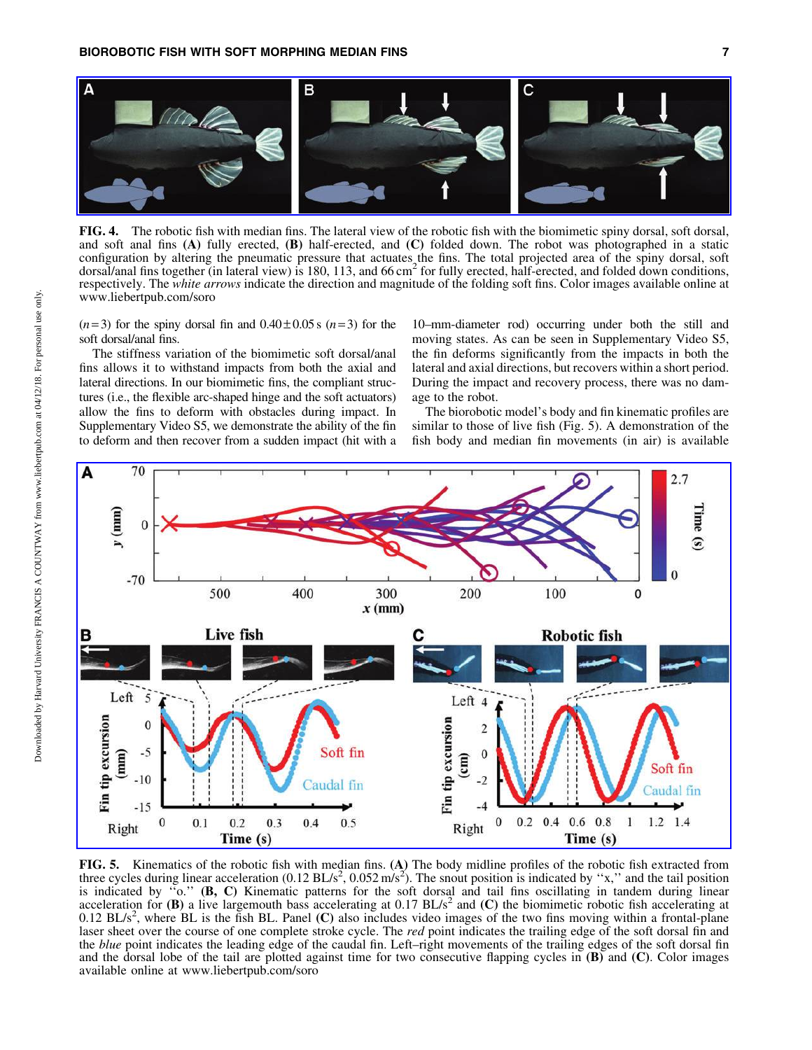**FIG. 4.** The robotic fish with median fins. The lateral view of the robotic fish with the biomimetic spiny dorsal, soft dorsal, and soft anal fins **(A)** fully erected, **(B)** half-erected, and **(C)** folded down. The robot was photographed in a static configuration by altering the pneumatic pressure that actuates the fins. The total projected area of the spiny dorsal, soft dorsal/anal fins together (in lateral view) is 180, 113, and 66 $cm^2$ for fully erected, half-erected, and folded down conditions, respectively. The *white arrows* indicate the direction and magnitude of the folding soft fins. Color images available online at www.liebertpub.com/soro

($n = 3$) for the spiny dorsal fin and $0.40 \pm 0.05$ s ($n = 3$) for the soft dorsal/anal fins.

The stiffness variation of the biomimetic soft dorsal/anal fins allows it to withstand impacts from both the axial and lateral directions. In our biomimetic fins, the compliant structures (i.e., the flexible arc-shaped hinge and the soft actuators) allow the fins to deform with obstacles during impact. In Supplementary Video S5, we demonstrate the ability of the fin to deform and then recover from a sudden impact (hit with a 10–mm-diameter rod) occurring under both the still and moving states. As can be seen in Supplementary Video S5, the fin deforms significantly from the impacts in both the lateral and axial directions, but recovers within a short period. During the impact and recovery process, there was no damage to the robot.

The biorobotic model's body and fin kinematic profiles are similar to those of live fish (Fig. 5). A demonstration of the fish body and median fin movements (in air) is available

**FIG. 5.** Kinematics of the robotic fish with median fins. **(A)** The body midline profiles of the robotic fish extracted from three cycles during linear acceleration (0.12 BL/$s^2$, 0.052 m/$s^2$). The snout position is indicated by "x," and the tail position is indicated by "o." **(B, C)** Kinematic patterns for the soft dorsal and tail fins oscillating in tandem during linear acceleration for **(B)** a live largemouth bass accelerating at 0.17 BL/$s^2$ and **(C)** the biomimetic robotic fish accelerating at 0.12 BL/$s^2$, where BL is the fish BL. Panel **(C)** also includes video images of the two fins moving within a frontal-plane laser sheet over the course of one complete stroke cycle. The *red* point indicates the trailing edge of the soft dorsal fin and the *blue* point indicates the leading edge of the caudal fin. Left–right movements of the trailing edges of the soft dorsal fin and the dorsal lobe of the tail are plotted against time for two consecutive flapping cycles in **(B)** and **(C)**. Color images available online at www.liebertpub.com/soro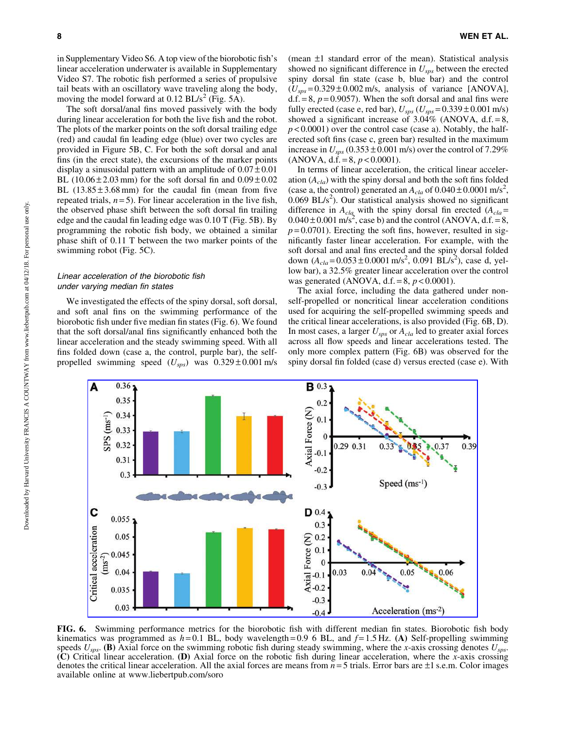in Supplementary Video S6. A top view of the biorobotic fish's linear acceleration underwater is available in Supplementary Video S7. The robotic fish performed a series of propulsive tail beats with an oscillatory wave traveling along the body, moving the model forward at 0.12 $BL/s^2$ (Fig. 5A).

The soft dorsal/anal fins moved passively with the body during linear acceleration for both the live fish and the robot. The plots of the marker points on the soft dorsal trailing edge (red) and caudal fin leading edge (blue) over two cycles are provided in Figure 5B, C. For both the soft dorsal and anal fins (in the erect state), the excursions of the marker points display a sinusoidal pattern with an amplitude of $0.07 \pm 0.01$ BL ($10.06 \pm 2.03$ mm) for the soft dorsal fin and $0.09 \pm 0.02$ BL ($13.85 \pm 3.68$ mm) for the caudal fin (mean from five repeated trials, $n = 5$). For linear acceleration in the live fish, the observed phase shift between the soft dorsal fin trailing edge and the caudal fin leading edge was 0.10 T (Fig. 5B). By programming the robotic fish body, we obtained a similar phase shift of 0.11 T between the two marker points of the swimming robot (Fig. 5C).

### *Linear acceleration of the biorobotic fish under varying median fin states*

We investigated the effects of the spiny dorsal, soft dorsal, and soft anal fins on the swimming performance of the biorobotic fish under five median fin states (Fig. 6). We found that the soft dorsal/anal fins significantly enhanced both the linear acceleration and the steady swimming speed. With all fins folded down (case a, the control, purple bar), the self-propelled swimming speed ($U_{sps}$) was $0.329 \pm 0.001$ m/s (mean ±1 standard error of the mean). Statistical analysis showed no significant difference in $U_{sps}$ between the erected spiny dorsal fin state (case b, blue bar) and the control ($U_{sps} = 0.329 \pm 0.002$ m/s, analysis of variance [ANOVA], d.f. = 8, $p = 0.9057$). When the soft dorsal and anal fins were fully erected (case e, red bar), $U_{sps}$ ($U_{sps} = 0.339 \pm 0.001$ m/s) showed a significant increase of 3.04% (ANOVA, d.f. = 8, $p < 0.0001$) over the control case (case a). Notably, the half-erected soft fins (case c, green bar) resulted in the maximum increase in $U_{sps}$ ($0.353 \pm 0.001$ m/s) over the control of 7.29% (ANOVA, d.f. = 8, $p < 0.0001$).

In terms of linear acceleration, the critical linear acceleration ($A_{cla}$) with the spiny dorsal and both the soft fins folded (case a, the control) generated an $A_{cla}$ of $0.040 \pm 0.0001$ $m/s^2$, 0.069 $BL/s^2$). Our statistical analysis showed no significant difference in $A_{cla}$ with the spiny dorsal fin erected ($A_{cla} = 0.040 \pm 0.001$ $m/s^2$, case b) and the control (ANOVA, d.f. = 8, $p = 0.0701$). Erecting the soft fins, however, resulted in significantly faster linear acceleration. For example, with the soft dorsal and anal fins erected and the spiny dorsal fin folded down ($A_{cla} = 0.053 \pm 0.0001$ $m/s^2$, 0.091 $BL/s^2$), case d, yellow bar), a 32.5% greater linear acceleration over the control was generated (ANOVA, d.f. = 8, $p < 0.0001$).

The axial force, including the data gathered under non-self-propelled or noncritical linear acceleration conditions used for acquiring the self-propelled swimming speeds and the critical linear accelerations, is also provided (Fig. 6B, D). In most cases, a larger $U_{sps}$ or $A_{cla}$ led to greater axial forces across all flow speeds and linear accelerations tested. The only more complex pattern (Fig. 6B) was observed for the spiny dorsal fin folded (case d) versus erected (case e). With

**FIG. 6.** Swimming performance metrics for the biorobotic fish with different median fin states. Biorobotic fish body kinematics was programmed as $h = 0.1$ BL, body wavelength = 0.9 6 BL, and $f = 1.5$ Hz. **(A)** Self-propelling swimming speeds $U_{sps}$. **(B)** Axial force on the swimming robotic fish during steady swimming, where the $x$-axis crossing denotes $U_{sps}$. **(C)** Critical linear acceleration. **(D)** Axial force on the robotic fish during linear acceleration, where the $x$-axis crossing denotes the critical linear acceleration. All the axial forces are means from $n = 5$ trials. Error bars are ±1 s.e.m. Color images available online at www.liebertpub.com/soro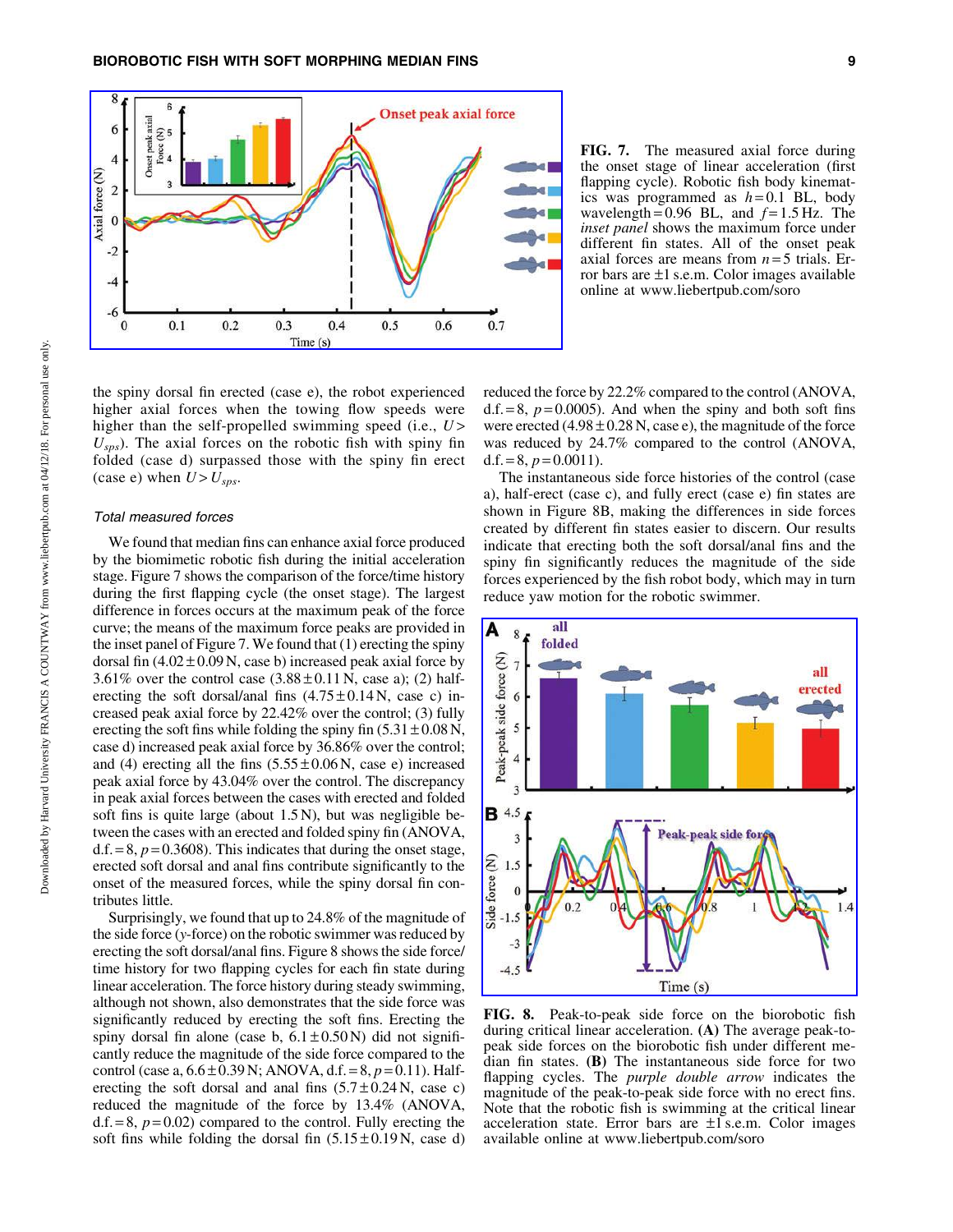FIG. 7. The measured axial force during the onset stage of linear acceleration (first flapping cycle). Robotic fish body kinematics was programmed as $h = 0.1$ BL, body wavelength = 0.96 BL, and $f = 1.5$ Hz. The *inset panel* shows the maximum force under different fin states. All of the onset peak axial forces are means from $n = 5$ trials. Error bars are ±1 s.e.m. Color images available online at www.liebertpub.com/soro

the spiny dorsal fin erected (case e), the robot experienced higher axial forces when the towing flow speeds were higher than the self-propelled swimming speed (i.e., $U > U_{sps}$). The axial forces on the robotic fish with spiny fin folded (case d) surpassed those with the spiny fin erect (case e) when $U > U_{sps}$.

### *Total measured forces*

We found that median fins can enhance axial force produced by the biomimetic robotic fish during the initial acceleration stage. Figure 7 shows the comparison of the force/time history during the first flapping cycle (the onset stage). The largest difference in forces occurs at the maximum peak of the force curve; the means of the maximum force peaks are provided in the inset panel of Figure 7. We found that (1) erecting the spiny dorsal fin (4.02 ± 0.09 N, case b) increased peak axial force by 3.61% over the control case (3.88 ± 0.11 N, case a); (2) half-erecting the soft dorsal/anal fins (4.75 ± 0.14 N, case c) increased peak axial force by 22.42% over the control; (3) fully erecting the soft fins while folding the spiny fin (5.31 ± 0.08 N, case d) increased peak axial force by 36.86% over the control; and (4) erecting all the fins (5.55 ± 0.06 N, case e) increased peak axial force by 43.04% over the control. The discrepancy in peak axial forces between the cases with erected and folded soft fins is quite large (about 1.5 N), but was negligible between the cases with an erected and folded spiny fin (ANOVA, d.f. = 8, $p = 0.3608$). This indicates that during the onset stage, erected soft dorsal and anal fins contribute significantly to the onset of the measured forces, while the spiny dorsal fin contributes little.

Surprisingly, we found that up to 24.8% of the magnitude of the side force ($y$-force) on the robotic swimmer was reduced by erecting the soft dorsal/anal fins. Figure 8 shows the side force/time history for two flapping cycles for each fin state during linear acceleration. The force history during steady swimming, although not shown, also demonstrates that the side force was significantly reduced by erecting the soft fins. Erecting the spiny dorsal fin alone (case b, 6.1 ± 0.50 N) did not significantly reduce the magnitude of the side force compared to the control (case a, 6.6 ± 0.39 N; ANOVA, d.f. = 8, $p = 0.11$). Half-erecting the soft dorsal and anal fins (5.7 ± 0.24 N, case c) reduced the magnitude of the force by 13.4% (ANOVA, d.f. = 8, $p = 0.02$) compared to the control. Fully erecting the soft fins while folding the dorsal fin (5.15 ± 0.19 N, case d) reduced the force by 22.2% compared to the control (ANOVA, d.f. = 8, $p = 0.0005$). And when the spiny and both soft fins were erected (4.98 ± 0.28 N, case e), the magnitude of the force was reduced by 24.7% compared to the control (ANOVA, d.f. = 8, $p = 0.0011$).

The instantaneous side force histories of the control (case a), half-erect (case c), and fully erect (case e) fin states are shown in Figure 8B, making the differences in side forces created by different fin states easier to discern. Our results indicate that erecting both the soft dorsal/anal fins and the spiny fin significantly reduces the magnitude of the side forces experienced by the fish robot body, which may in turn reduce yaw motion for the robotic swimmer.

FIG. 8. Peak-to-peak side force on the biorobotic fish during critical linear acceleration. **(A)** The average peak-to-peak side forces on the biorobotic fish under different median fin states. **(B)** The instantaneous side force for two flapping cycles. The *purple double arrow* indicates the magnitude of the peak-to-peak side force with no erect fins. Note that the robotic fish is swimming at the critical linear acceleration state. Error bars are ±1 s.e.m. Color images available online at www.liebertpub.com/soro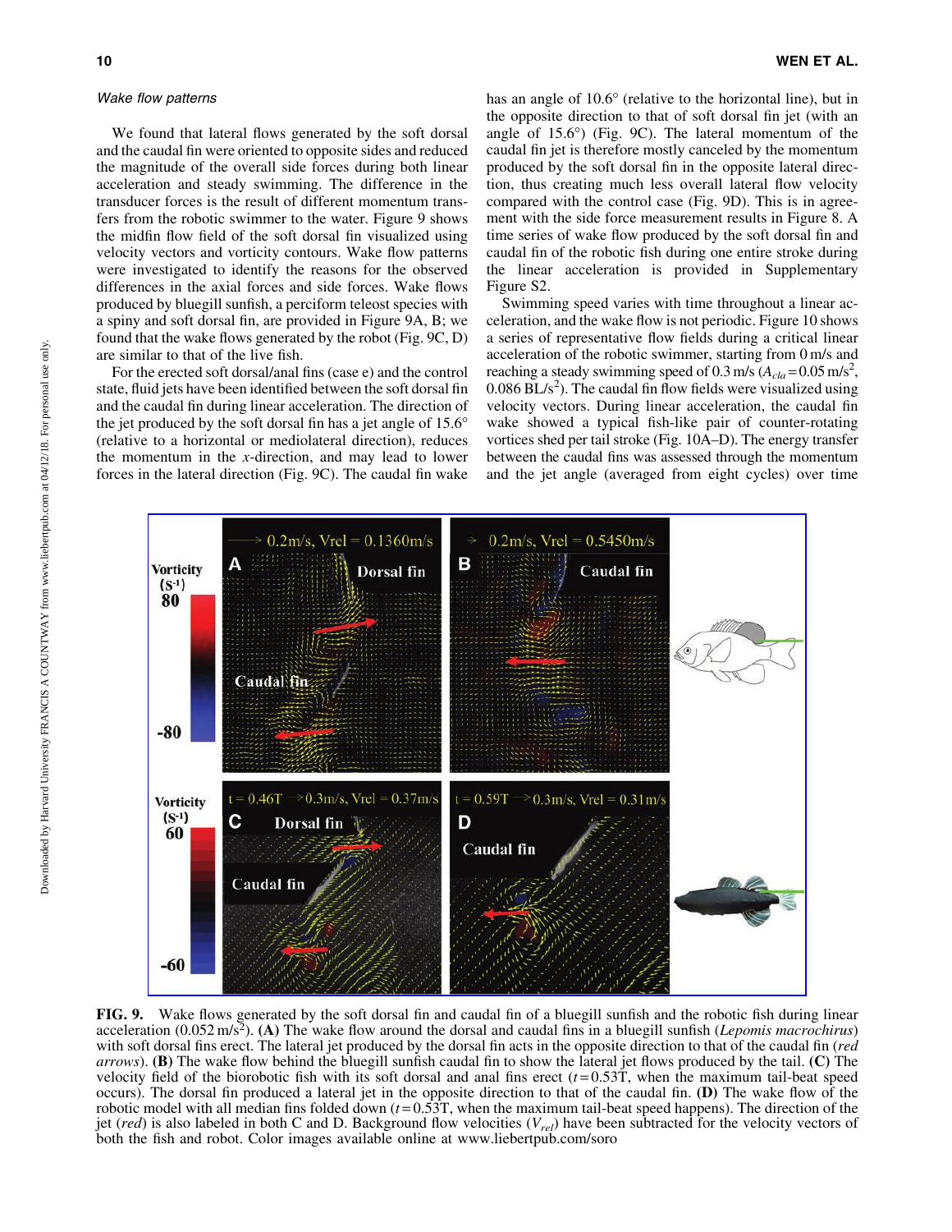### *Wake flow patterns*

We found that lateral flows generated by the soft dorsal and the caudal fin were oriented to opposite sides and reduced the magnitude of the overall side forces during both linear acceleration and steady swimming. The difference in the transducer forces is the result of different momentum transfers from the robotic swimmer to the water. Figure 9 shows the midfin flow field of the soft dorsal fin visualized using velocity vectors and vorticity contours. Wake flow patterns were investigated to identify the reasons for the observed differences in the axial forces and side forces. Wake flows produced by bluegill sunfish, a perciform teleost species with a spiny and soft dorsal fin, are provided in Figure 9A, B; we found that the wake flows generated by the robot (Fig. 9C, D) are similar to that of the live fish.

For the erected soft dorsal/anal fins (case e) and the control state, fluid jets have been identified between the soft dorsal fin and the caudal fin during linear acceleration. The direction of the jet produced by the soft dorsal fin has a jet angle of 15.6° (relative to a horizontal or mediolateral direction), reduces the momentum in the *x*-direction, and may lead to lower forces in the lateral direction (Fig. 9C). The caudal fin wake has an angle of 10.6° (relative to the horizontal line), but in the opposite direction to that of soft dorsal fin jet (with an angle of 15.6°) (Fig. 9C). The lateral momentum of the caudal fin jet is therefore mostly canceled by the momentum produced by the soft dorsal fin in the opposite lateral direction, thus creating much less overall lateral flow velocity compared with the control case (Fig. 9D). This is in agreement with the side force measurement results in Figure 8. A time series of wake flow produced by the soft dorsal fin and caudal fin of the robotic fish during one entire stroke during the linear acceleration is provided in Supplementary Figure S2.

Swimming speed varies with time throughout a linear acceleration, and the wake flow is not periodic. Figure 10 shows a series of representative flow fields during a critical linear acceleration of the robotic swimmer, starting from 0 m/s and reaching a steady swimming speed of 0.3 m/s ($A_{cla}$ = 0.05 m/s$^2$, 0.086 BL/s$^2$). The caudal fin flow fields were visualized using velocity vectors. During linear acceleration, the caudal fin wake showed a typical fish-like pair of counter-rotating vortices shed per tail stroke (Fig. 10A–D). The energy transfer between the caudal fins was assessed through the momentum and the jet angle (averaged from eight cycles) over time

**FIG. 9.** Wake flows generated by the soft dorsal fin and caudal fin of a bluegill sunfish and the robotic fish during linear acceleration (0.052 m/s$^2$). **(A)** The wake flow around the dorsal and caudal fins in a bluegill sunfish (*Lepomis macrochirus*) with soft dorsal fins erect. The lateral jet produced by the dorsal fin acts in the opposite direction to that of the caudal fin (*red arrows*). **(B)** The wake flow behind the bluegill sunfish caudal fin to show the lateral jet flows produced by the tail. **(C)** The velocity field of the biorobotic fish with its soft dorsal and anal fins erect ($t$ = 0.53T, when the maximum tail-beat speed occurs). The dorsal fin produced a lateral jet in the opposite direction to that of the caudal fin. **(D)** The wake flow of the robotic model with all median fins folded down ($t$ = 0.53T, when the maximum tail-beat speed happens). The direction of the jet (*red*) is also labeled in both C and D. Background flow velocities ($V_{rel}$) have been subtracted for the velocity vectors of both the fish and robot. Color images available online at www.liebertpub.com/soro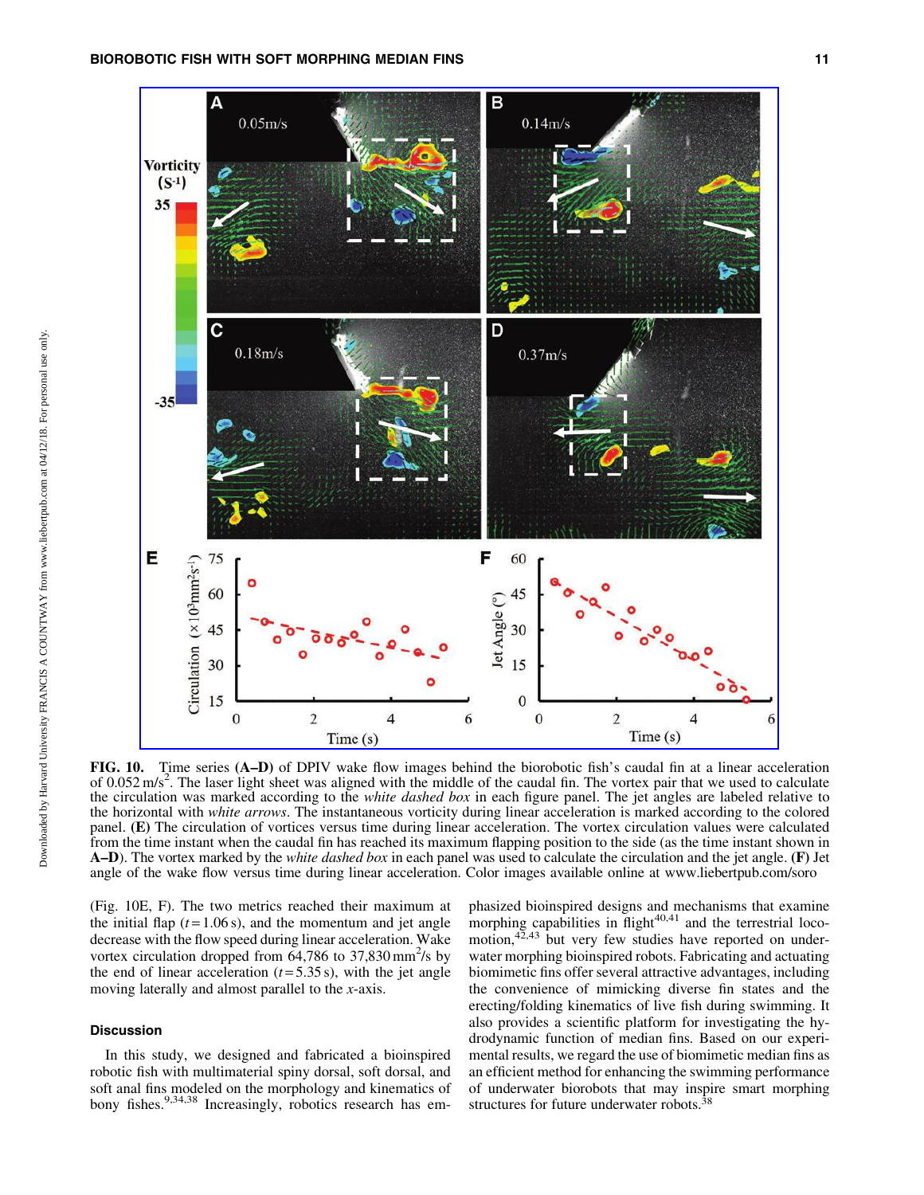**FIG. 10.** Time series **(A–D)** of DPIV wake flow images behind the biorobotic fish's caudal fin at a linear acceleration of 0.052 m/s$^2$. The laser light sheet was aligned with the middle of the caudal fin. The vortex pair that we used to calculate the circulation was marked according to the *white dashed box* in each figure panel. The jet angles are labeled relative to the horizontal with *white arrows*. The instantaneous vorticity during linear acceleration is marked according to the colored panel. **(E)** The circulation of vortices versus time during linear acceleration. The vortex circulation values were calculated from the time instant when the caudal fin has reached its maximum flapping position to the side (as the time instant shown in **A–D**). The vortex marked by the *white dashed box* in each panel was used to calculate the circulation and the jet angle. **(F)** Jet angle of the wake flow versus time during linear acceleration. Color images available online at www.liebertpub.com/soro

(Fig. 10E, F). The two metrics reached their maximum at the initial flap ($t = 1.06$ s), and the momentum and jet angle decrease with the flow speed during linear acceleration. Wake vortex circulation dropped from 64,786 to 37,830 mm$^2$/s by the end of linear acceleration ($t = 5.35$ s), with the jet angle moving laterally and almost parallel to the *x*-axis.

## Discussion

In this study, we designed and fabricated a bioinspired robotic fish with multimaterial spiny dorsal, soft dorsal, and soft anal fins modeled on the morphology and kinematics of bony fishes.[9,34,38] Increasingly, robotics research has emphasized bioinspired designs and mechanisms that examine morphing capabilities in flight[40,41] and the terrestrial locomotion,[42,43] but very few studies have reported on underwater morphing bioinspired robots. Fabricating and actuating biomimetic fins offer several attractive advantages, including the convenience of mimicking diverse fin states and the erecting/folding kinematics of live fish during swimming. It also provides a scientific platform for investigating the hydrodynamic function of median fins. Based on our experimental results, we regard the use of biomimetic median fins as an efficient method for enhancing the swimming performance of underwater biorobots that may inspire smart morphing structures for future underwater robots.[38]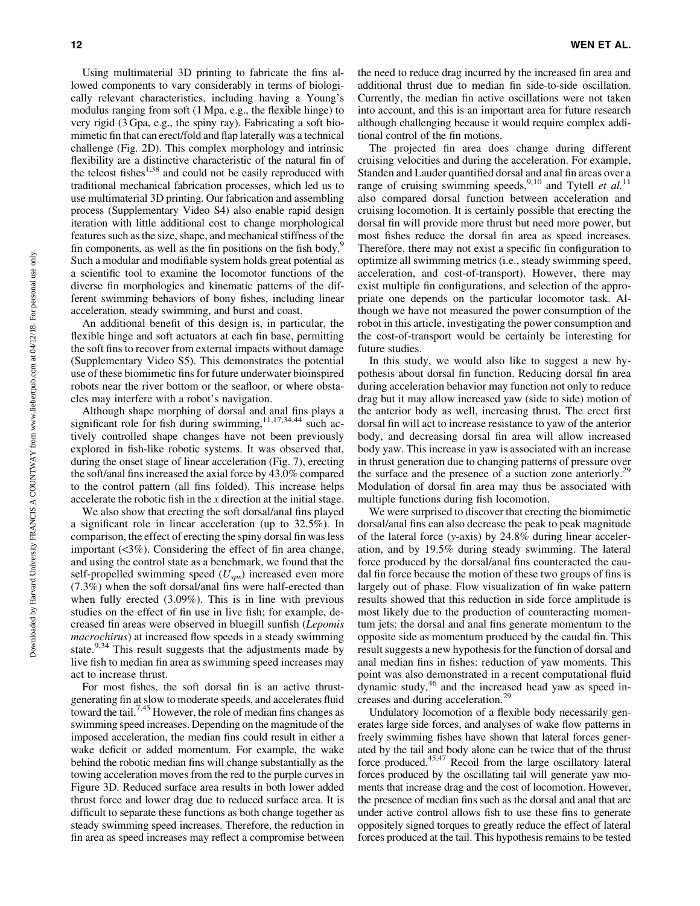Using multimaterial 3D printing to fabricate the fins allowed components to vary considerably in terms of biologically relevant characteristics, including having a Young's modulus ranging from soft (1 Mpa, e.g., the flexible hinge) to very rigid (3 Gpa, e.g., the spiny ray). Fabricating a soft biomimetic fin that can erect/fold and flap laterally was a technical challenge (Fig. 2D). This complex morphology and intrinsic flexibility are a distinctive characteristic of the natural fin of the teleost fishes[1,38] and could not be easily reproduced with traditional mechanical fabrication processes, which led us to use multimaterial 3D printing. Our fabrication and assembling process (Supplementary Video S4) also enable rapid design iteration with little additional cost to change morphological features such as the size, shape, and mechanical stiffness of the fin components, as well as the fin positions on the fish body.[9] Such a modular and modifiable system holds great potential as a scientific tool to examine the locomotor functions of the diverse fin morphologies and kinematic patterns of the different swimming behaviors of bony fishes, including linear acceleration, steady swimming, and burst and coast.

An additional benefit of this design is, in particular, the flexible hinge and soft actuators at each fin base, permitting the soft fins to recover from external impacts without damage (Supplementary Video S5). This demonstrates the potential use of these biomimetic fins for future underwater bioinspired robots near the river bottom or the seafloor, or where obstacles may interfere with a robot's navigation.

Although shape morphing of dorsal and anal fins plays a significant role for fish during swimming,[11,17,34,44] such actively controlled shape changes have not been previously explored in fish-like robotic systems. It was observed that, during the onset stage of linear acceleration (Fig. 7), erecting the soft/anal fins increased the axial force by 43.0% compared to the control pattern (all fins folded). This increase helps accelerate the robotic fish in the $x$ direction at the initial stage.

We also show that erecting the soft dorsal/anal fins played a significant role in linear acceleration (up to 32.5%). In comparison, the effect of erecting the spiny dorsal fin was less important (<3%). Considering the effect of fin area change, and using the control state as a benchmark, we found that the self-propelled swimming speed ($U_{sps}$) increased even more (7.3%) when the soft dorsal/anal fins were half-erected than when fully erected (3.09%). This is in line with previous studies on the effect of fin use in live fish; for example, decreased fin areas were observed in bluegill sunfish (*Lepomis macrochirus*) at increased flow speeds in a steady swimming state.[9,34] This result suggests that the adjustments made by live fish to median fin area as swimming speed increases may act to increase thrust.

For most fishes, the soft dorsal fin is an active thrust-generating fin at slow to moderate speeds, and accelerates fluid toward the tail.[7,45] However, the role of median fins changes as swimming speed increases. Depending on the magnitude of the imposed acceleration, the median fins could result in either a wake deficit or added momentum. For example, the wake behind the robotic median fins will change substantially as the towing acceleration moves from the red to the purple curves in Figure 3D. Reduced surface area results in both lower added thrust force and lower drag due to reduced surface area. It is difficult to separate these functions as both change together as steady swimming speed increases. Therefore, the reduction in fin area as speed increases may reflect a compromise between the need to reduce drag incurred by the increased fin area and additional thrust due to median fin side-to-side oscillation. Currently, the median fin active oscillations were not taken into account, and this is an important area for future research although challenging because it would require complex additional control of the fin motions.

The projected fin area does change during different cruising velocities and during the acceleration. For example, Standen and Lauder quantified dorsal and anal fin areas over a range of cruising swimming speeds,[9,10] and Tytell *et al.*[11] also compared dorsal function between acceleration and cruising locomotion. It is certainly possible that erecting the dorsal fin will provide more thrust but need more power, but most fishes reduce the dorsal fin area as speed increases. Therefore, there may not exist a specific fin configuration to optimize all swimming metrics (i.e., steady swimming speed, acceleration, and cost-of-transport). However, there may exist multiple fin configurations, and selection of the appropriate one depends on the particular locomotor task. Although we have not measured the power consumption of the robot in this article, investigating the power consumption and the cost-of-transport would be certainly be interesting for future studies.

In this study, we would also like to suggest a new hypothesis about dorsal fin function. Reducing dorsal fin area during acceleration behavior may function not only to reduce drag but it may allow increased yaw (side to side) motion of the anterior body as well, increasing thrust. The erect first dorsal fin will act to increase resistance to yaw of the anterior body, and decreasing dorsal fin area will allow increased body yaw. This increase in yaw is associated with an increase in thrust generation due to changing patterns of pressure over the surface and the presence of a suction zone anteriorly.[29] Modulation of dorsal fin area may thus be associated with multiple functions during fish locomotion.

We were surprised to discover that erecting the biomimetic dorsal/anal fins can also decrease the peak to peak magnitude of the lateral force ($y$-axis) by 24.8% during linear acceleration, and by 19.5% during steady swimming. The lateral force produced by the dorsal/anal fins counteracted the caudal fin force because the motion of these two groups of fins is largely out of phase. Flow visualization of fin wake pattern results showed that this reduction in side force amplitude is most likely due to the production of counteracting momentum jets: the dorsal and anal fins generate momentum to the opposite side as momentum produced by the caudal fin. This result suggests a new hypothesis for the function of dorsal and anal median fins in fishes: reduction of yaw moments. This point was also demonstrated in a recent computational fluid dynamic study,[46] and the increased head yaw as speed increases and during acceleration.[29]

Undulatory locomotion of a flexible body necessarily generates large side forces, and analyses of wake flow patterns in freely swimming fishes have shown that lateral forces generated by the tail and body alone can be twice that of the thrust force produced.[45,47] Recoil from the large oscillatory lateral forces produced by the oscillating tail will generate yaw moments that increase drag and the cost of locomotion. However, the presence of median fins such as the dorsal and anal that are under active control allows fish to use these fins to generate oppositely signed torques to greatly reduce the effect of lateral forces produced at the tail. This hypothesis remains to be tested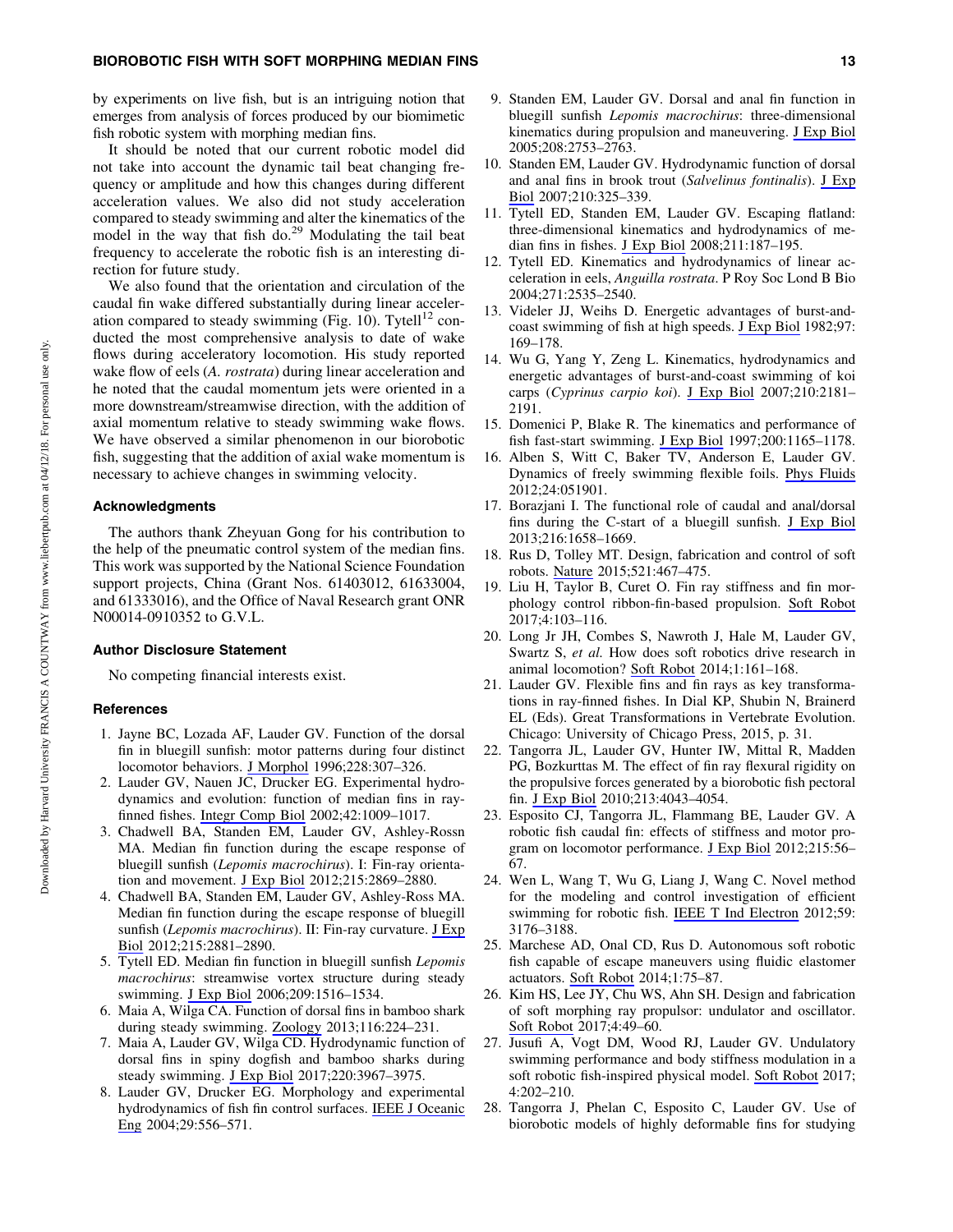by experiments on live fish, but is an intriguing notion that emerges from analysis of forces produced by our biomimetic fish robotic system with morphing median fins.

It should be noted that our current robotic model did not take into account the dynamic tail beat changing frequency or amplitude and how this changes during different acceleration values. We also did not study acceleration compared to steady swimming and alter the kinematics of the model in the way that fish do.[29] Modulating the tail beat frequency to accelerate the robotic fish is an interesting direction for future study.

We also found that the orientation and circulation of the caudal fin wake differed substantially during linear acceleration compared to steady swimming (Fig. 10). Tytell[12] conducted the most comprehensive analysis to date of wake flows during acceleratory locomotion. His study reported wake flow of eels (*A. rostrata*) during linear acceleration and he noted that the caudal momentum jets were oriented in a more downstream/streamwise direction, with the addition of axial momentum relative to steady swimming wake flows. We have observed a similar phenomenon in our biorobotic fish, suggesting that the addition of axial wake momentum is necessary to achieve changes in swimming velocity.

## Acknowledgments

The authors thank Zheyuan Gong for his contribution to the help of the pneumatic control system of the median fins. This work was supported by the National Science Foundation support projects, China (Grant Nos. 61403012, 61633004, and 61333016), and the Office of Naval Research grant ONR N00014-0910352 to G.V.L.

## Author Disclosure Statement

No competing financial interests exist.

## References

1. Jayne BC, Lozada AF, Lauder GV. Function of the dorsal fin in bluegill sunfish: motor patterns during four distinct locomotor behaviors. J Morphol 1996;228:307–326.
2. Lauder GV, Nauen JC, Drucker EG. Experimental hydrodynamics and evolution: function of median fins in ray-finned fishes. Integr Comp Biol 2002;42:1009–1017.
3. Chadwell BA, Standen EM, Lauder GV, Ashley-Rossn MA. Median fin function during the escape response of bluegill sunfish (*Lepomis macrochirus*). I: Fin-ray orientation and movement. J Exp Biol 2012;215:2869–2880.
4. Chadwell BA, Standen EM, Lauder GV, Ashley-Ross MA. Median fin function during the escape response of bluegill sunfish (*Lepomis macrochirus*). II: Fin-ray curvature. J Exp Biol 2012;215:2881–2890.
5. Tytell ED. Median fin function in bluegill sunfish *Lepomis macrochirus*: streamwise vortex structure during steady swimming. J Exp Biol 2006;209:1516–1534.
6. Maia A, Wilga CA. Function of dorsal fins in bamboo shark during steady swimming. Zoology 2013;116:224–231.
7. Maia A, Lauder GV, Wilga CD. Hydrodynamic function of dorsal fins in spiny dogfish and bamboo sharks during steady swimming. J Exp Biol 2017;220:3967–3975.
8. Lauder GV, Drucker EG. Morphology and experimental hydrodynamics of fish fin control surfaces. IEEE J Oceanic Eng 2004;29:556–571.
9. Standen EM, Lauder GV. Dorsal and anal fin function in bluegill sunfish *Lepomis macrochirus*: three-dimensional kinematics during propulsion and maneuvering. J Exp Biol 2005;208:2753–2763.
10. Standen EM, Lauder GV. Hydrodynamic function of dorsal and anal fins in brook trout (*Salvelinus fontinalis*). J Exp Biol 2007;210:325–339.
11. Tytell ED, Standen EM, Lauder GV. Escaping flatland: three-dimensional kinematics and hydrodynamics of median fins in fishes. J Exp Biol 2008;211:187–195.
12. Tytell ED. Kinematics and hydrodynamics of linear acceleration in eels, *Anguilla rostrata*. P Roy Soc Lond B Bio 2004;271:2535–2540.
13. Videler JJ, Weihs D. Energetic advantages of burst-and-coast swimming of fish at high speeds. J Exp Biol 1982;97: 169–178.
14. Wu G, Yang Y, Zeng L. Kinematics, hydrodynamics and energetic advantages of burst-and-coast swimming of koi carps (*Cyprinus carpio koi*). J Exp Biol 2007;210:2181–2191.
15. Domenici P, Blake R. The kinematics and performance of fish fast-start swimming. J Exp Biol 1997;200:1165–1178.
16. Alben S, Witt C, Baker TV, Anderson E, Lauder GV. Dynamics of freely swimming flexible foils. Phys Fluids 2012;24:051901.
17. Borazjani I. The functional role of caudal and anal/dorsal fins during the C-start of a bluegill sunfish. J Exp Biol 2013;216:1658–1669.
18. Rus D, Tolley MT. Design, fabrication and control of soft robots. Nature 2015;521:467–475.
19. Liu H, Taylor B, Curet O. Fin ray stiffness and fin morphology control ribbon-fin-based propulsion. Soft Robot 2017;4:103–116.
20. Long Jr JH, Combes S, Nawroth J, Hale M, Lauder GV, Swartz S, *et al.* How does soft robotics drive research in animal locomotion? Soft Robot 2014;1:161–168.
21. Lauder GV. Flexible fins and fin rays as key transformations in ray-finned fishes. In Dial KP, Shubin N, Brainerd EL (Eds). Great Transformations in Vertebrate Evolution. Chicago: University of Chicago Press, 2015, p. 31.
22. Tangorra JL, Lauder GV, Hunter IW, Mittal R, Madden PG, Bozkurttas M. The effect of fin ray flexural rigidity on the propulsive forces generated by a biorobotic fish pectoral fin. J Exp Biol 2010;213:4043–4054.
23. Esposito CJ, Tangorra JL, Flammang BE, Lauder GV. A robotic fish caudal fin: effects of stiffness and motor program on locomotor performance. J Exp Biol 2012;215:56–67.
24. Wen L, Wang T, Wu G, Liang J, Wang C. Novel method for the modeling and control investigation of efficient swimming for robotic fish. IEEE T Ind Electron 2012;59: 3176–3188.
25. Marchese AD, Onal CD, Rus D. Autonomous soft robotic fish capable of escape maneuvers using fluidic elastomer actuators. Soft Robot 2014;1:75–87.
26. Kim HS, Lee JY, Chu WS, Ahn SH. Design and fabrication of soft morphing ray propulsor: undulator and oscillator. Soft Robot 2017;4:49–60.
27. Jusufi A, Vogt DM, Wood RJ, Lauder GV. Undulatory swimming performance and body stiffness modulation in a soft robotic fish-inspired physical model. Soft Robot 2017; 4:202–210.
28. Tangorra J, Phelan C, Esposito C, Lauder GV. Use of biorobotic models of highly deformable fins for studying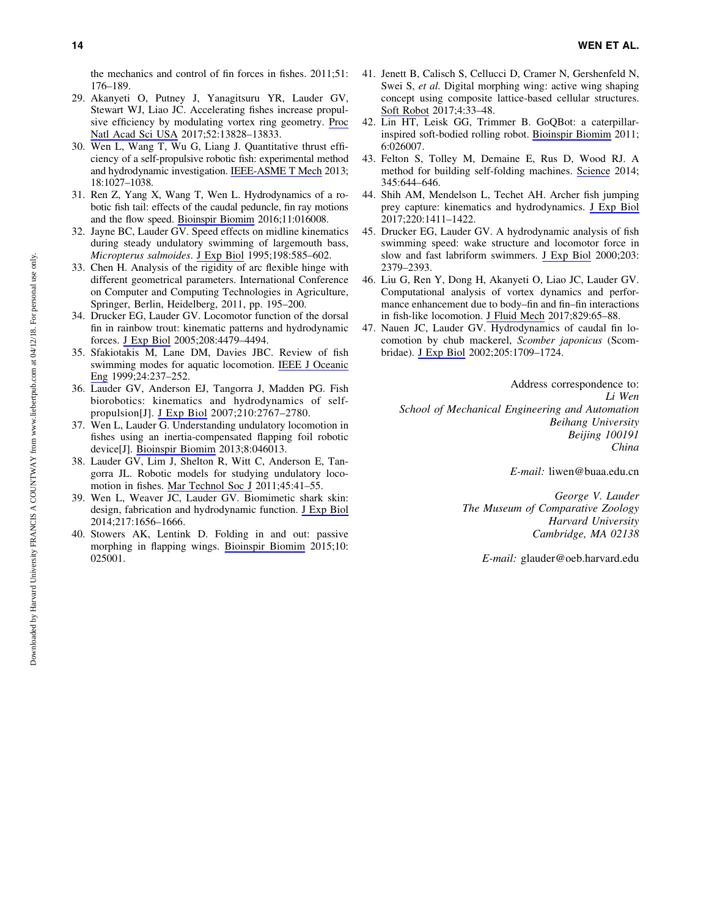the mechanics and control of fin forces in fishes. 2011;51: 176–189.

29. Akanyeti O, Putney J, Yanagitsuru YR, Lauder GV, Stewart WJ, Liao JC. Accelerating fishes increase propulsive efficiency by modulating vortex ring geometry. Proc Natl Acad Sci USA 2017;52:13828–13833.
30. Wen L, Wang T, Wu G, Liang J. Quantitative thrust efficiency of a self-propulsive robotic fish: experimental method and hydrodynamic investigation. IEEE-ASME T Mech 2013; 18:1027–1038.
31. Ren Z, Yang X, Wang T, Wen L. Hydrodynamics of a robotic fish tail: effects of the caudal peduncle, fin ray motions and the flow speed. Bioinspir Biomim 2016;11:016008.
32. Jayne BC, Lauder GV. Speed effects on midline kinematics during steady undulatory swimming of largemouth bass, *Micropterus salmoides*. J Exp Biol 1995;198:585–602.
33. Chen H. Analysis of the rigidity of arc flexible hinge with different geometrical parameters. International Conference on Computer and Computing Technologies in Agriculture, Springer, Berlin, Heidelberg, 2011, pp. 195–200.
34. Drucker EG, Lauder GV. Locomotor function of the dorsal fin in rainbow trout: kinematic patterns and hydrodynamic forces. J Exp Biol 2005;208:4479–4494.
35. Sfakiotakis M, Lane DM, Davies JBC. Review of fish swimming modes for aquatic locomotion. IEEE J Oceanic Eng 1999;24:237–252.
36. Lauder GV, Anderson EJ, Tangorra J, Madden PG. Fish biorobotics: kinematics and hydrodynamics of self-propulsion[J]. J Exp Biol 2007;210:2767–2780.
37. Wen L, Lauder G. Understanding undulatory locomotion in fishes using an inertia-compensated flapping foil robotic device[J]. Bioinspir Biomim 2013;8:046013.
38. Lauder GV, Lim J, Shelton R, Witt C, Anderson E, Tangorra JL. Robotic models for studying undulatory locomotion in fishes. Mar Technol Soc J 2011;45:41–55.
39. Wen L, Weaver JC, Lauder GV. Biomimetic shark skin: design, fabrication and hydrodynamic function. J Exp Biol 2014;217:1656–1666.
40. Stowers AK, Lentink D. Folding in and out: passive morphing in flapping wings. Bioinspir Biomim 2015;10: 025001.
41. Jenett B, Calisch S, Cellucci D, Cramer N, Gershenfeld N, Swei S, *et al.* Digital morphing wing: active wing shaping concept using composite lattice-based cellular structures. Soft Robot 2017;4:33–48.
42. Lin HT, Leisk GG, Trimmer B. GoQBot: a caterpillar-inspired soft-bodied rolling robot. Bioinspir Biomim 2011; 6:026007.
43. Felton S, Tolley M, Demaine E, Rus D, Wood RJ. A method for building self-folding machines. Science 2014; 345:644–646.
44. Shih AM, Mendelson L, Techet AH. Archer fish jumping prey capture: kinematics and hydrodynamics. J Exp Biol 2017;220:1411–1422.
45. Drucker EG, Lauder GV. A hydrodynamic analysis of fish swimming speed: wake structure and locomotor force in slow and fast labriform swimmers. J Exp Biol 2000;203: 2379–2393.
46. Liu G, Ren Y, Dong H, Akanyeti O, Liao JC, Lauder GV. Computational analysis of vortex dynamics and performance enhancement due to body–fin and fin–fin interactions in fish-like locomotion. J Fluid Mech 2017;829:65–88.
47. Nauen JC, Lauder GV. Hydrodynamics of caudal fin locomotion by chub mackerel, *Scomber japonicus* (Scombridae). J Exp Biol 2002;205:1709–1724.

Address correspondence to:
*Li Wen*
*School of Mechanical Engineering and Automation*
*Beihang University*
*Beijing 100191*
*China*

*E-mail:* liwen@buaa.edu.cn

*George V. Lauder*
*The Museum of Comparative Zoology*
*Harvard University*
*Cambridge, MA 02138*

*E-mail:* glauder@oeb.harvard.edu